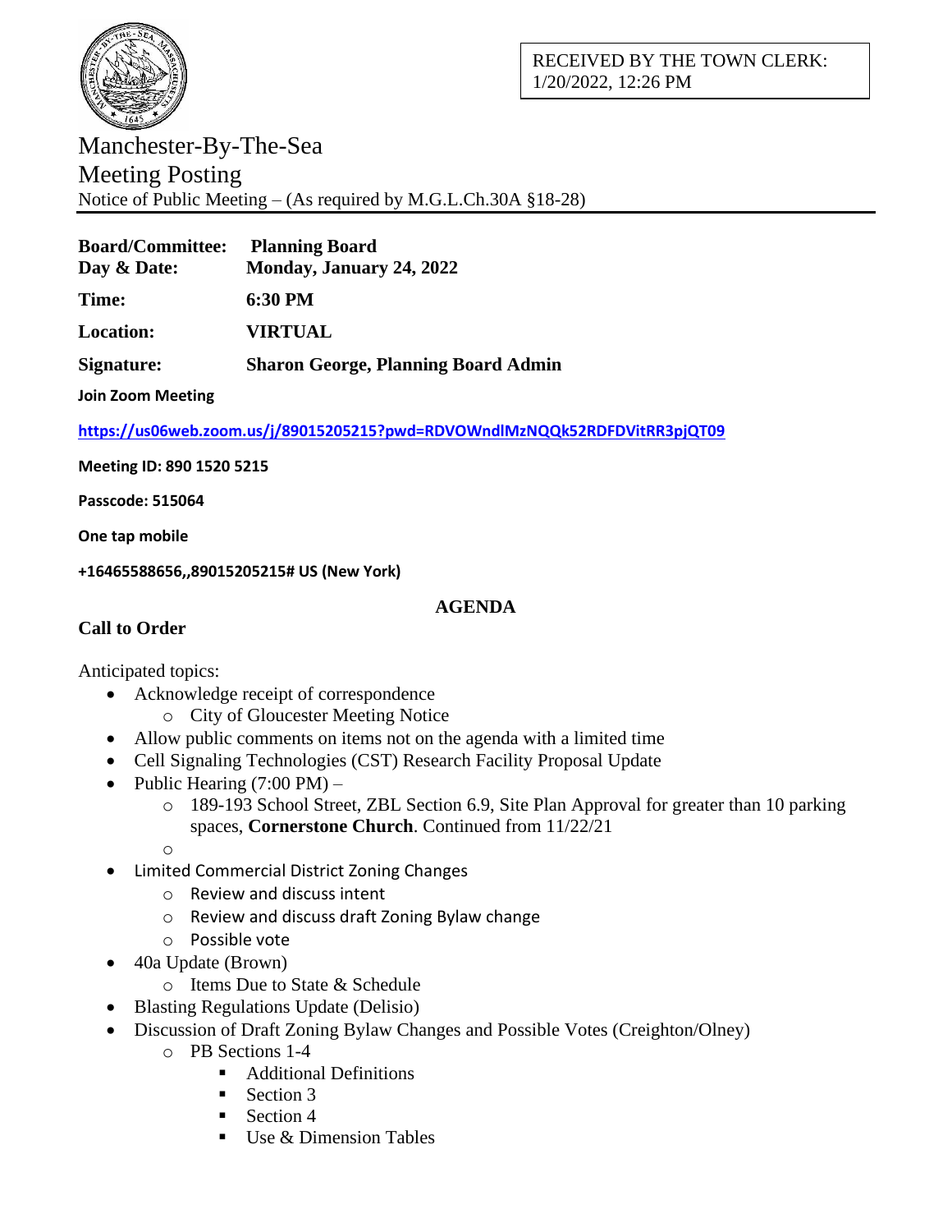RECEIVED BY THE TOWN CLERK:
1/20/2022, 12:26 PM

# Manchester-By-The-Sea
## Meeting Posting
Notice of Public Meeting – (As required by M.G.L.Ch.30A §18-28)

**Board/Committee:** **Planning Board**
**Day & Date:** **Monday, January 24, 2022**

**Time:** **6:30 PM**

**Location:** **VIRTUAL**

**Signature:** **Sharon George, Planning Board Admin**

**Join Zoom Meeting**

**https://us06web.zoom.us/j/89015205215?pwd=RDVOWndlMzNQQk52RDFDVitRR3pjQT09**

**Meeting ID: 890 1520 5215**

**Passcode: 515064**

**One tap mobile**

**+16465588656,,89015205215# US (New York)**

**AGENDA**

**Call to Order**

Anticipated topics:

- Acknowledge receipt of correspondence
  - City of Gloucester Meeting Notice
- Allow public comments on items not on the agenda with a limited time
- Cell Signaling Technologies (CST) Research Facility Proposal Update
- Public Hearing (7:00 PM) –
  - 189-193 School Street, ZBL Section 6.9, Site Plan Approval for greater than 10 parking spaces, **Cornerstone Church**. Continued from 11/22/21
  - 
- Limited Commercial District Zoning Changes
  - Review and discuss intent
  - Review and discuss draft Zoning Bylaw change
  - Possible vote
- 40a Update (Brown)
  - Items Due to State & Schedule
- Blasting Regulations Update (Delisio)
- Discussion of Draft Zoning Bylaw Changes and Possible Votes (Creighton/Olney)
  - PB Sections 1-4
    - Additional Definitions
    - Section 3
    - Section 4
    - Use & Dimension Tables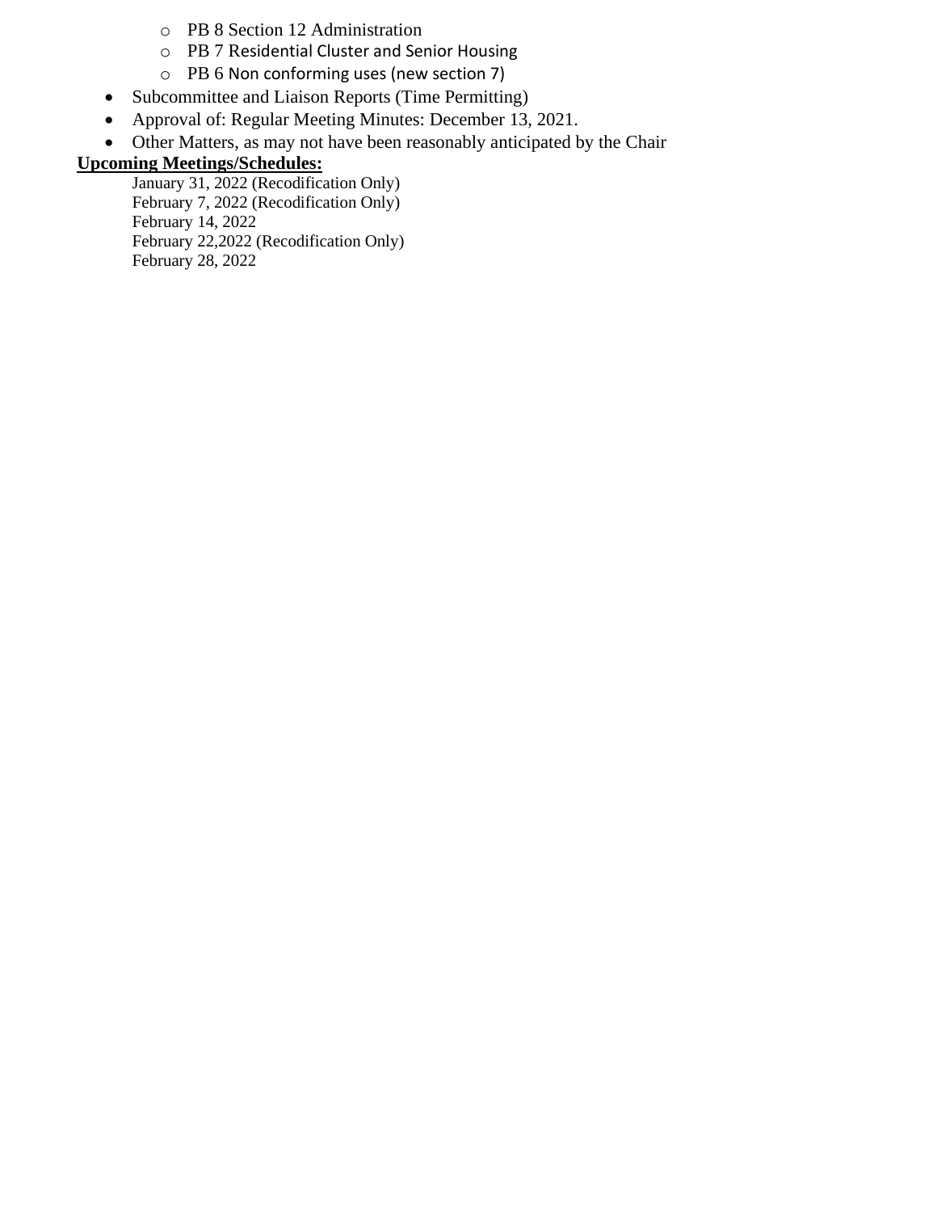- PB 8 Section 12 Administration
  - PB 7 Residential Cluster and Senior Housing
  - PB 6 Non conforming uses (new section 7)
- Subcommittee and Liaison Reports (Time Permitting)
- Approval of: Regular Meeting Minutes: December 13, 2021.
- Other Matters, as may not have been reasonably anticipated by the Chair

**Upcoming Meetings/Schedules:**

January 31, 2022 (Recodification Only)
February 7, 2022 (Recodification Only)
February 14, 2022
February 22,2022 (Recodification Only)
February 28, 2022